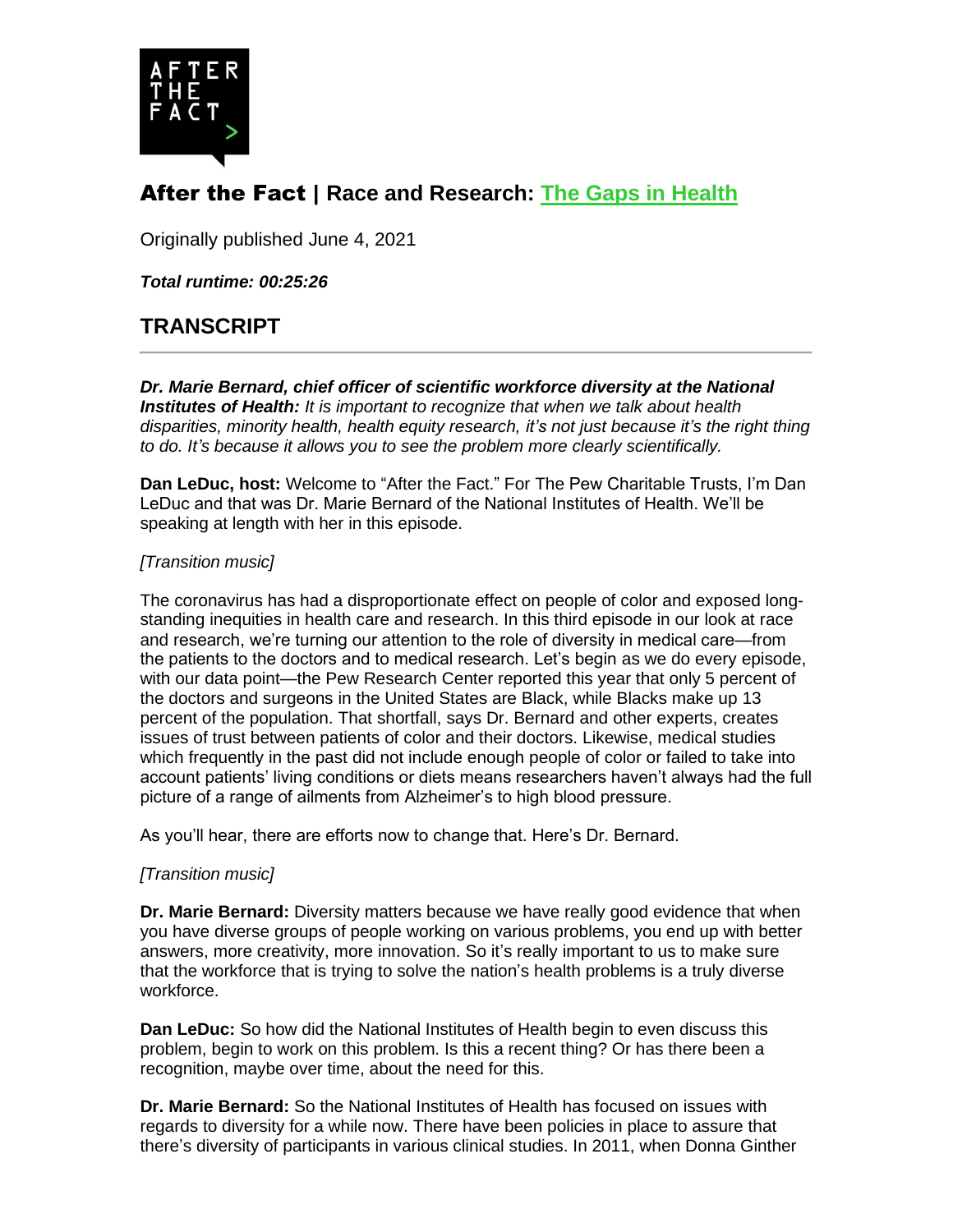# After the Fact | Race and Research: The Gaps in Health

Originally published June 4, 2021

***Total runtime: 00:25:26***

## TRANSCRIPT

---

***Dr. Marie Bernard, chief officer of scientific workforce diversity at the National Institutes of Health:*** *It is important to recognize that when we talk about health disparities, minority health, health equity research, it's not just because it's the right thing to do. It's because it allows you to see the problem more clearly scientifically.*

**Dan LeDuc, host:** Welcome to "After the Fact." For The Pew Charitable Trusts, I'm Dan LeDuc and that was Dr. Marie Bernard of the National Institutes of Health. We'll be speaking at length with her in this episode.

*[Transition music]*

The coronavirus has had a disproportionate effect on people of color and exposed long-standing inequities in health care and research. In this third episode in our look at race and research, we're turning our attention to the role of diversity in medical care—from the patients to the doctors and to medical research. Let's begin as we do every episode, with our data point—the Pew Research Center reported this year that only 5 percent of the doctors and surgeons in the United States are Black, while Blacks make up 13 percent of the population. That shortfall, says Dr. Bernard and other experts, creates issues of trust between patients of color and their doctors. Likewise, medical studies which frequently in the past did not include enough people of color or failed to take into account patients' living conditions or diets means researchers haven't always had the full picture of a range of ailments from Alzheimer's to high blood pressure.

As you'll hear, there are efforts now to change that. Here's Dr. Bernard.

*[Transition music]*

**Dr. Marie Bernard:** Diversity matters because we have really good evidence that when you have diverse groups of people working on various problems, you end up with better answers, more creativity, more innovation. So it's really important to us to make sure that the workforce that is trying to solve the nation's health problems is a truly diverse workforce.

**Dan LeDuc:** So how did the National Institutes of Health begin to even discuss this problem, begin to work on this problem. Is this a recent thing? Or has there been a recognition, maybe over time, about the need for this.

**Dr. Marie Bernard:** So the National Institutes of Health has focused on issues with regards to diversity for a while now. There have been policies in place to assure that there's diversity of participants in various clinical studies. In 2011, when Donna Ginther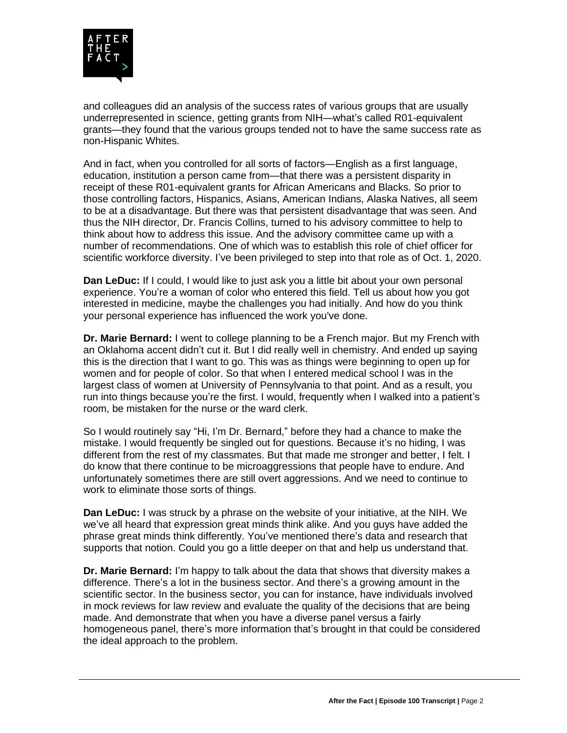and colleagues did an analysis of the success rates of various groups that are usually underrepresented in science, getting grants from NIH—what's called R01-equivalent grants—they found that the various groups tended not to have the same success rate as non-Hispanic Whites.

And in fact, when you controlled for all sorts of factors—English as a first language, education, institution a person came from—that there was a persistent disparity in receipt of these R01-equivalent grants for African Americans and Blacks. So prior to those controlling factors, Hispanics, Asians, American Indians, Alaska Natives, all seem to be at a disadvantage. But there was that persistent disadvantage that was seen. And thus the NIH director, Dr. Francis Collins, turned to his advisory committee to help to think about how to address this issue. And the advisory committee came up with a number of recommendations. One of which was to establish this role of chief officer for scientific workforce diversity. I've been privileged to step into that role as of Oct. 1, 2020.

**Dan LeDuc:** If I could, I would like to just ask you a little bit about your own personal experience. You're a woman of color who entered this field. Tell us about how you got interested in medicine, maybe the challenges you had initially. And how do you think your personal experience has influenced the work you've done.

**Dr. Marie Bernard:** I went to college planning to be a French major. But my French with an Oklahoma accent didn't cut it. But I did really well in chemistry. And ended up saying this is the direction that I want to go. This was as things were beginning to open up for women and for people of color. So that when I entered medical school I was in the largest class of women at University of Pennsylvania to that point. And as a result, you run into things because you're the first. I would, frequently when I walked into a patient's room, be mistaken for the nurse or the ward clerk.

So I would routinely say "Hi, I'm Dr. Bernard," before they had a chance to make the mistake. I would frequently be singled out for questions. Because it's no hiding, I was different from the rest of my classmates. But that made me stronger and better, I felt. I do know that there continue to be microaggressions that people have to endure. And unfortunately sometimes there are still overt aggressions. And we need to continue to work to eliminate those sorts of things.

**Dan LeDuc:** I was struck by a phrase on the website of your initiative, at the NIH. We we've all heard that expression great minds think alike. And you guys have added the phrase great minds think differently. You've mentioned there's data and research that supports that notion. Could you go a little deeper on that and help us understand that.

**Dr. Marie Bernard:** I'm happy to talk about the data that shows that diversity makes a difference. There's a lot in the business sector. And there's a growing amount in the scientific sector. In the business sector, you can for instance, have individuals involved in mock reviews for law review and evaluate the quality of the decisions that are being made. And demonstrate that when you have a diverse panel versus a fairly homogeneous panel, there's more information that's brought in that could be considered the ideal approach to the problem.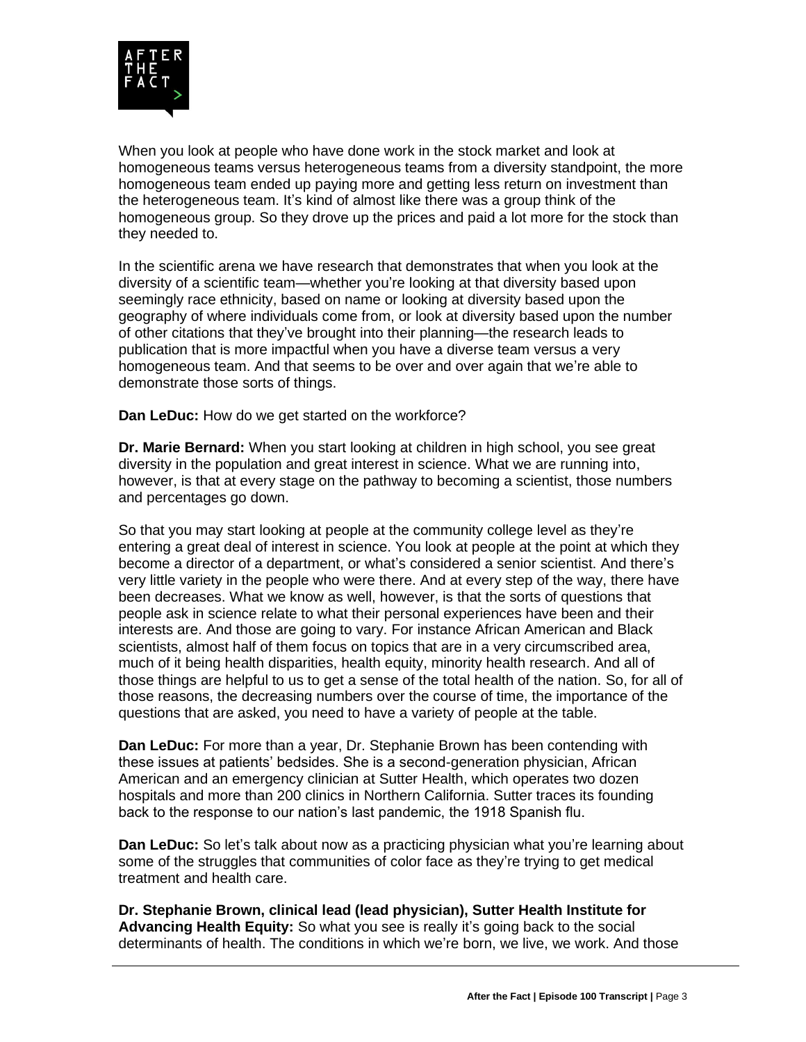When you look at people who have done work in the stock market and look at homogeneous teams versus heterogeneous teams from a diversity standpoint, the more homogeneous team ended up paying more and getting less return on investment than the heterogeneous team. It's kind of almost like there was a group think of the homogeneous group. So they drove up the prices and paid a lot more for the stock than they needed to.

In the scientific arena we have research that demonstrates that when you look at the diversity of a scientific team—whether you're looking at that diversity based upon seemingly race ethnicity, based on name or looking at diversity based upon the geography of where individuals come from, or look at diversity based upon the number of other citations that they've brought into their planning—the research leads to publication that is more impactful when you have a diverse team versus a very homogeneous team. And that seems to be over and over again that we're able to demonstrate those sorts of things.

**Dan LeDuc:** How do we get started on the workforce?

**Dr. Marie Bernard:** When you start looking at children in high school, you see great diversity in the population and great interest in science. What we are running into, however, is that at every stage on the pathway to becoming a scientist, those numbers and percentages go down.

So that you may start looking at people at the community college level as they're entering a great deal of interest in science. You look at people at the point at which they become a director of a department, or what's considered a senior scientist. And there's very little variety in the people who were there. And at every step of the way, there have been decreases. What we know as well, however, is that the sorts of questions that people ask in science relate to what their personal experiences have been and their interests are. And those are going to vary. For instance African American and Black scientists, almost half of them focus on topics that are in a very circumscribed area, much of it being health disparities, health equity, minority health research. And all of those things are helpful to us to get a sense of the total health of the nation. So, for all of those reasons, the decreasing numbers over the course of time, the importance of the questions that are asked, you need to have a variety of people at the table.

**Dan LeDuc:** For more than a year, Dr. Stephanie Brown has been contending with these issues at patients' bedsides. She is a second-generation physician, African American and an emergency clinician at Sutter Health, which operates two dozen hospitals and more than 200 clinics in Northern California. Sutter traces its founding back to the response to our nation's last pandemic, the 1918 Spanish flu.

**Dan LeDuc:** So let's talk about now as a practicing physician what you're learning about some of the struggles that communities of color face as they're trying to get medical treatment and health care.

**Dr. Stephanie Brown, clinical lead (lead physician), Sutter Health Institute for Advancing Health Equity:** So what you see is really it's going back to the social determinants of health. The conditions in which we're born, we live, we work. And those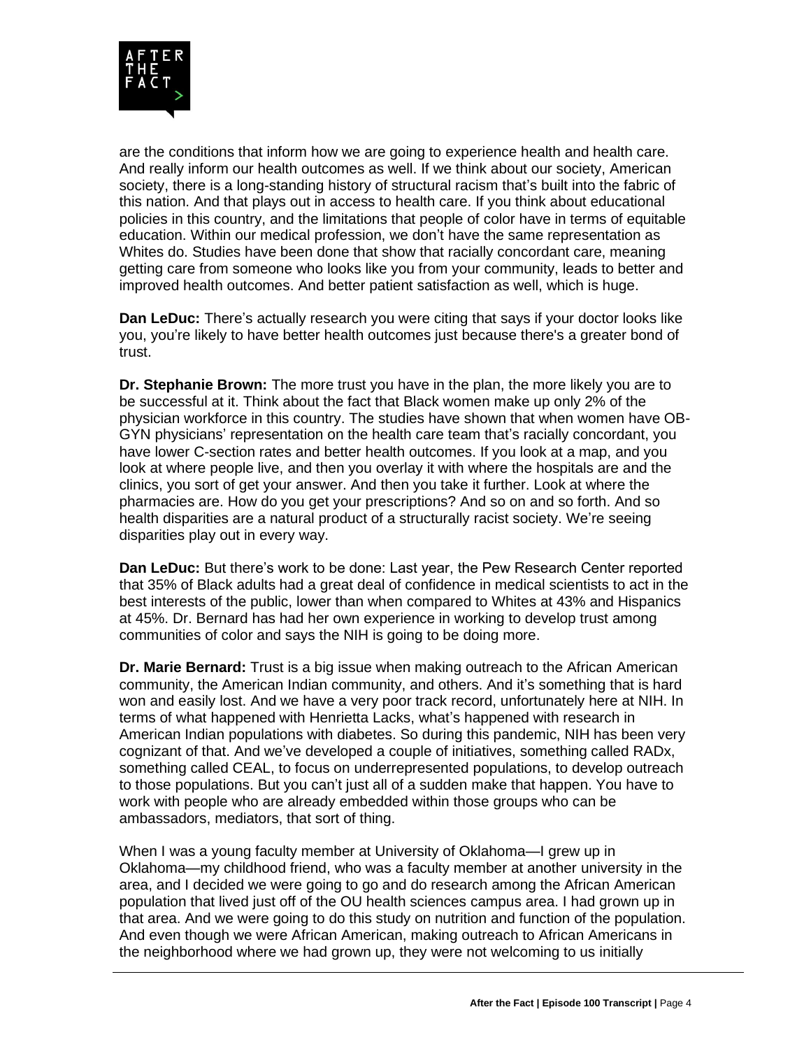are the conditions that inform how we are going to experience health and health care. And really inform our health outcomes as well. If we think about our society, American society, there is a long-standing history of structural racism that's built into the fabric of this nation. And that plays out in access to health care. If you think about educational policies in this country, and the limitations that people of color have in terms of equitable education. Within our medical profession, we don't have the same representation as Whites do. Studies have been done that show that racially concordant care, meaning getting care from someone who looks like you from your community, leads to better and improved health outcomes. And better patient satisfaction as well, which is huge.

**Dan LeDuc:** There's actually research you were citing that says if your doctor looks like you, you're likely to have better health outcomes just because there's a greater bond of trust.

**Dr. Stephanie Brown:** The more trust you have in the plan, the more likely you are to be successful at it. Think about the fact that Black women make up only 2% of the physician workforce in this country. The studies have shown that when women have OB-GYN physicians' representation on the health care team that's racially concordant, you have lower C-section rates and better health outcomes. If you look at a map, and you look at where people live, and then you overlay it with where the hospitals are and the clinics, you sort of get your answer. And then you take it further. Look at where the pharmacies are. How do you get your prescriptions? And so on and so forth. And so health disparities are a natural product of a structurally racist society. We're seeing disparities play out in every way.

**Dan LeDuc:** But there's work to be done: Last year, the Pew Research Center reported that 35% of Black adults had a great deal of confidence in medical scientists to act in the best interests of the public, lower than when compared to Whites at 43% and Hispanics at 45%. Dr. Bernard has had her own experience in working to develop trust among communities of color and says the NIH is going to be doing more.

**Dr. Marie Bernard:** Trust is a big issue when making outreach to the African American community, the American Indian community, and others. And it's something that is hard won and easily lost. And we have a very poor track record, unfortunately here at NIH. In terms of what happened with Henrietta Lacks, what's happened with research in American Indian populations with diabetes. So during this pandemic, NIH has been very cognizant of that. And we've developed a couple of initiatives, something called RADx, something called CEAL, to focus on underrepresented populations, to develop outreach to those populations. But you can't just all of a sudden make that happen. You have to work with people who are already embedded within those groups who can be ambassadors, mediators, that sort of thing.

When I was a young faculty member at University of Oklahoma—I grew up in Oklahoma—my childhood friend, who was a faculty member at another university in the area, and I decided we were going to go and do research among the African American population that lived just off of the OU health sciences campus area. I had grown up in that area. And we were going to do this study on nutrition and function of the population. And even though we were African American, making outreach to African Americans in the neighborhood where we had grown up, they were not welcoming to us initially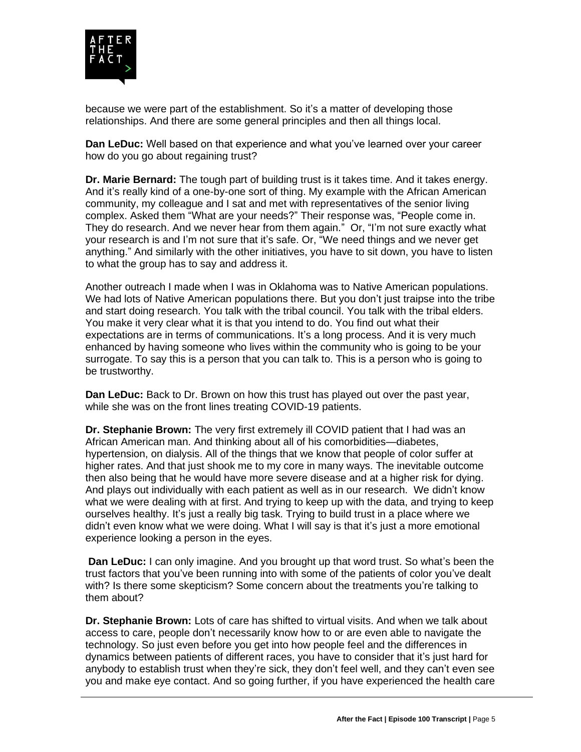because we were part of the establishment. So it's a matter of developing those relationships. And there are some general principles and then all things local.

**Dan LeDuc:** Well based on that experience and what you've learned over your career how do you go about regaining trust?

**Dr. Marie Bernard:** The tough part of building trust is it takes time. And it takes energy. And it's really kind of a one-by-one sort of thing. My example with the African American community, my colleague and I sat and met with representatives of the senior living complex. Asked them "What are your needs?" Their response was, "People come in. They do research. And we never hear from them again." Or, "I'm not sure exactly what your research is and I'm not sure that it's safe. Or, "We need things and we never get anything." And similarly with the other initiatives, you have to sit down, you have to listen to what the group has to say and address it.

Another outreach I made when I was in Oklahoma was to Native American populations. We had lots of Native American populations there. But you don't just traipse into the tribe and start doing research. You talk with the tribal council. You talk with the tribal elders. You make it very clear what it is that you intend to do. You find out what their expectations are in terms of communications. It's a long process. And it is very much enhanced by having someone who lives within the community who is going to be your surrogate. To say this is a person that you can talk to. This is a person who is going to be trustworthy.

**Dan LeDuc:** Back to Dr. Brown on how this trust has played out over the past year, while she was on the front lines treating COVID-19 patients.

**Dr. Stephanie Brown:** The very first extremely ill COVID patient that I had was an African American man. And thinking about all of his comorbidities—diabetes, hypertension, on dialysis. All of the things that we know that people of color suffer at higher rates. And that just shook me to my core in many ways. The inevitable outcome then also being that he would have more severe disease and at a higher risk for dying. And plays out individually with each patient as well as in our research. We didn't know what we were dealing with at first. And trying to keep up with the data, and trying to keep ourselves healthy. It's just a really big task. Trying to build trust in a place where we didn't even know what we were doing. What I will say is that it's just a more emotional experience looking a person in the eyes.

**Dan LeDuc:** I can only imagine. And you brought up that word trust. So what's been the trust factors that you've been running into with some of the patients of color you've dealt with? Is there some skepticism? Some concern about the treatments you're talking to them about?

**Dr. Stephanie Brown:** Lots of care has shifted to virtual visits. And when we talk about access to care, people don't necessarily know how to or are even able to navigate the technology. So just even before you get into how people feel and the differences in dynamics between patients of different races, you have to consider that it's just hard for anybody to establish trust when they're sick, they don't feel well, and they can't even see you and make eye contact. And so going further, if you have experienced the health care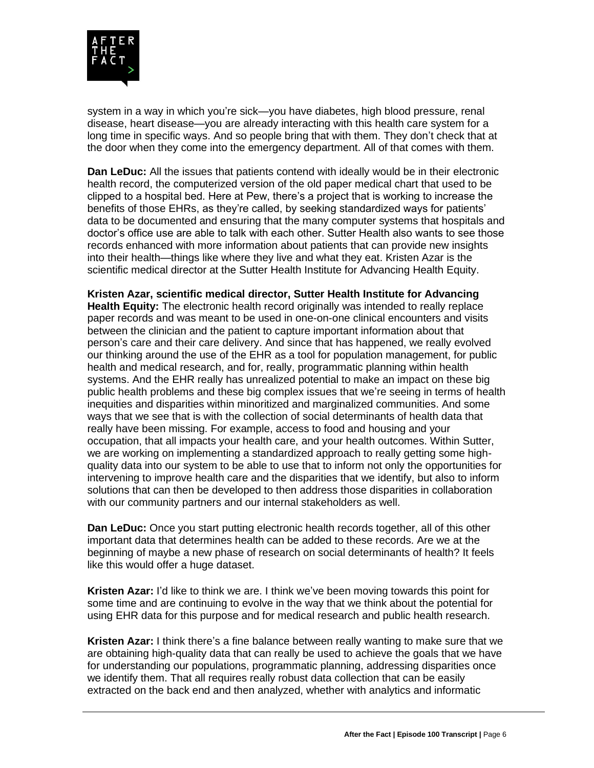system in a way in which you're sick—you have diabetes, high blood pressure, renal disease, heart disease—you are already interacting with this health care system for a long time in specific ways. And so people bring that with them. They don't check that at the door when they come into the emergency department. All of that comes with them.

**Dan LeDuc:** All the issues that patients contend with ideally would be in their electronic health record, the computerized version of the old paper medical chart that used to be clipped to a hospital bed. Here at Pew, there's a project that is working to increase the benefits of those EHRs, as they're called, by seeking standardized ways for patients' data to be documented and ensuring that the many computer systems that hospitals and doctor's office use are able to talk with each other. Sutter Health also wants to see those records enhanced with more information about patients that can provide new insights into their health—things like where they live and what they eat. Kristen Azar is the scientific medical director at the Sutter Health Institute for Advancing Health Equity.

**Kristen Azar, scientific medical director, Sutter Health Institute for Advancing Health Equity:** The electronic health record originally was intended to really replace paper records and was meant to be used in one-on-one clinical encounters and visits between the clinician and the patient to capture important information about that person's care and their care delivery. And since that has happened, we really evolved our thinking around the use of the EHR as a tool for population management, for public health and medical research, and for, really, programmatic planning within health systems. And the EHR really has unrealized potential to make an impact on these big public health problems and these big complex issues that we're seeing in terms of health inequities and disparities within minoritized and marginalized communities. And some ways that we see that is with the collection of social determinants of health data that really have been missing. For example, access to food and housing and your occupation, that all impacts your health care, and your health outcomes. Within Sutter, we are working on implementing a standardized approach to really getting some high-quality data into our system to be able to use that to inform not only the opportunities for intervening to improve health care and the disparities that we identify, but also to inform solutions that can then be developed to then address those disparities in collaboration with our community partners and our internal stakeholders as well.

**Dan LeDuc:** Once you start putting electronic health records together, all of this other important data that determines health can be added to these records. Are we at the beginning of maybe a new phase of research on social determinants of health? It feels like this would offer a huge dataset.

**Kristen Azar:** I'd like to think we are. I think we've been moving towards this point for some time and are continuing to evolve in the way that we think about the potential for using EHR data for this purpose and for medical research and public health research.

**Kristen Azar:** I think there's a fine balance between really wanting to make sure that we are obtaining high-quality data that can really be used to achieve the goals that we have for understanding our populations, programmatic planning, addressing disparities once we identify them. That all requires really robust data collection that can be easily extracted on the back end and then analyzed, whether with analytics and informatic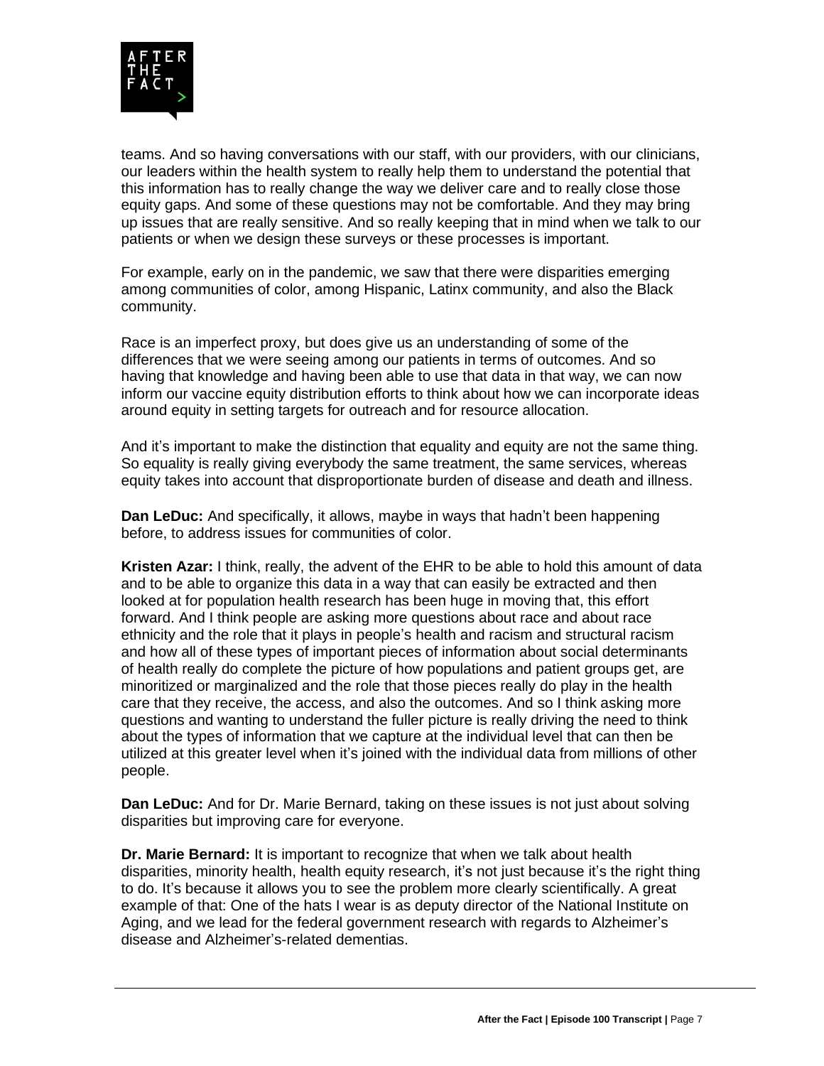teams. And so having conversations with our staff, with our providers, with our clinicians, our leaders within the health system to really help them to understand the potential that this information has to really change the way we deliver care and to really close those equity gaps. And some of these questions may not be comfortable. And they may bring up issues that are really sensitive. And so really keeping that in mind when we talk to our patients or when we design these surveys or these processes is important.

For example, early on in the pandemic, we saw that there were disparities emerging among communities of color, among Hispanic, Latinx community, and also the Black community.

Race is an imperfect proxy, but does give us an understanding of some of the differences that we were seeing among our patients in terms of outcomes. And so having that knowledge and having been able to use that data in that way, we can now inform our vaccine equity distribution efforts to think about how we can incorporate ideas around equity in setting targets for outreach and for resource allocation.

And it's important to make the distinction that equality and equity are not the same thing. So equality is really giving everybody the same treatment, the same services, whereas equity takes into account that disproportionate burden of disease and death and illness.

**Dan LeDuc:** And specifically, it allows, maybe in ways that hadn't been happening before, to address issues for communities of color.

**Kristen Azar:** I think, really, the advent of the EHR to be able to hold this amount of data and to be able to organize this data in a way that can easily be extracted and then looked at for population health research has been huge in moving that, this effort forward. And I think people are asking more questions about race and about race ethnicity and the role that it plays in people's health and racism and structural racism and how all of these types of important pieces of information about social determinants of health really do complete the picture of how populations and patient groups get, are minoritized or marginalized and the role that those pieces really do play in the health care that they receive, the access, and also the outcomes. And so I think asking more questions and wanting to understand the fuller picture is really driving the need to think about the types of information that we capture at the individual level that can then be utilized at this greater level when it's joined with the individual data from millions of other people.

**Dan LeDuc:** And for Dr. Marie Bernard, taking on these issues is not just about solving disparities but improving care for everyone.

**Dr. Marie Bernard:** It is important to recognize that when we talk about health disparities, minority health, health equity research, it's not just because it's the right thing to do. It's because it allows you to see the problem more clearly scientifically. A great example of that: One of the hats I wear is as deputy director of the National Institute on Aging, and we lead for the federal government research with regards to Alzheimer's disease and Alzheimer's-related dementias.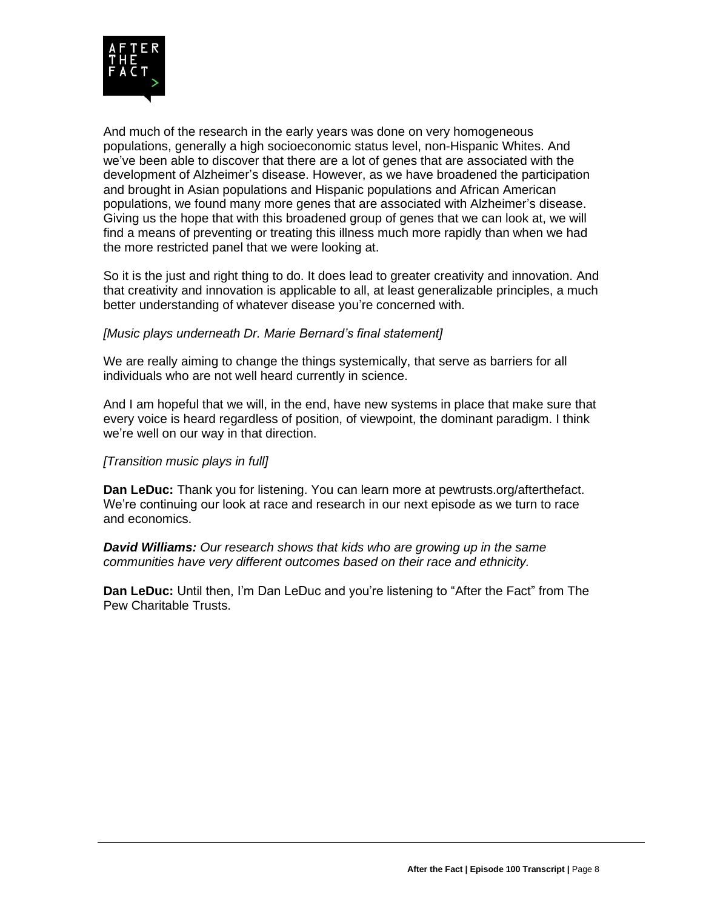And much of the research in the early years was done on very homogeneous populations, generally a high socioeconomic status level, non-Hispanic Whites. And we've been able to discover that there are a lot of genes that are associated with the development of Alzheimer's disease. However, as we have broadened the participation and brought in Asian populations and Hispanic populations and African American populations, we found many more genes that are associated with Alzheimer's disease. Giving us the hope that with this broadened group of genes that we can look at, we will find a means of preventing or treating this illness much more rapidly than when we had the more restricted panel that we were looking at.

So it is the just and right thing to do. It does lead to greater creativity and innovation. And that creativity and innovation is applicable to all, at least generalizable principles, a much better understanding of whatever disease you're concerned with.

*[Music plays underneath Dr. Marie Bernard's final statement]*

We are really aiming to change the things systemically, that serve as barriers for all individuals who are not well heard currently in science.

And I am hopeful that we will, in the end, have new systems in place that make sure that every voice is heard regardless of position, of viewpoint, the dominant paradigm. I think we're well on our way in that direction.

*[Transition music plays in full]*

**Dan LeDuc:** Thank you for listening. You can learn more at pewtrusts.org/afterthefact. We're continuing our look at race and research in our next episode as we turn to race and economics.

***David Williams:*** *Our research shows that kids who are growing up in the same communities have very different outcomes based on their race and ethnicity.*

**Dan LeDuc:** Until then, I'm Dan LeDuc and you're listening to "After the Fact" from The Pew Charitable Trusts.